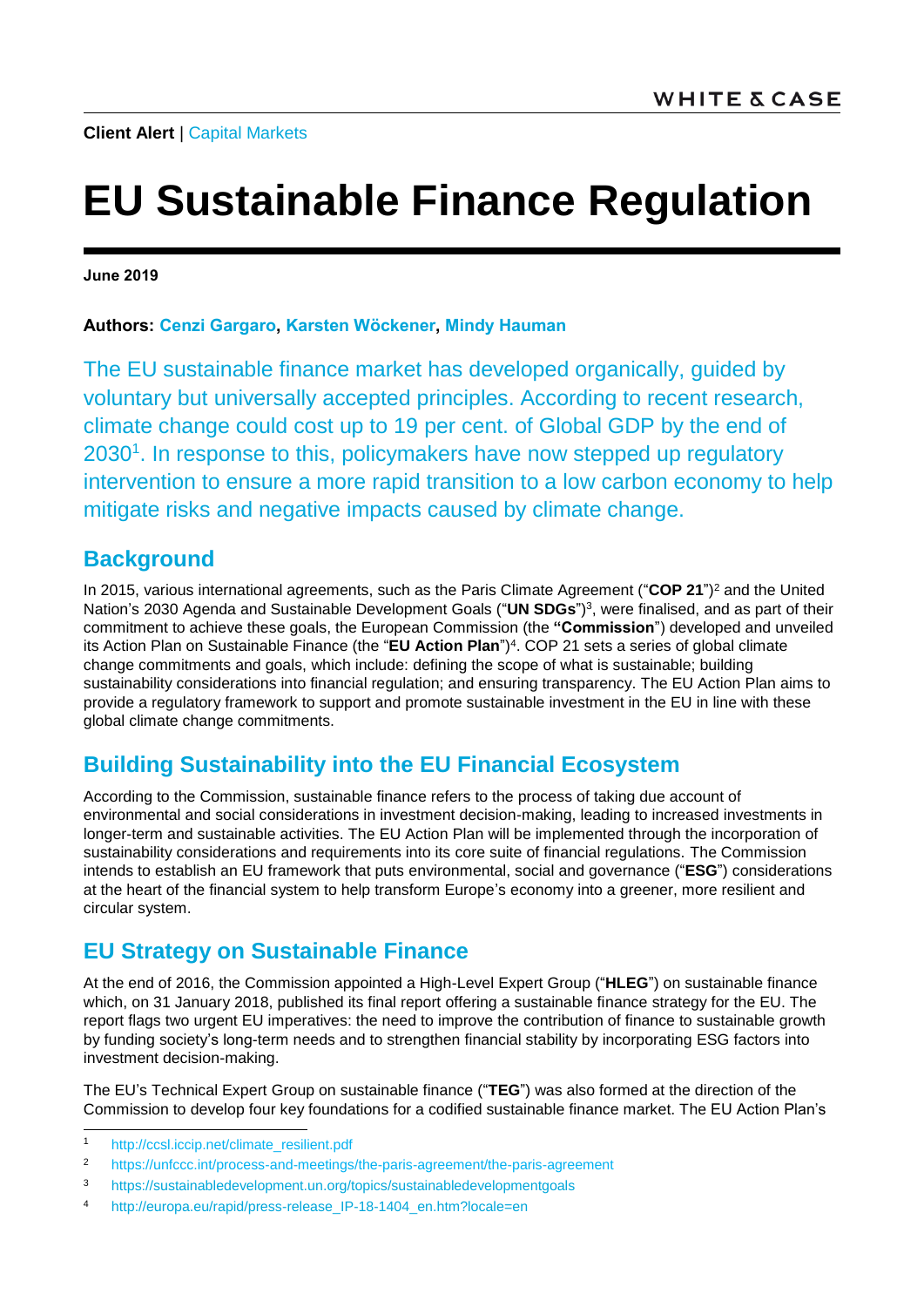**Client Alert** | Capital Markets

# EU Sustainable Finance Regulation

**June 2019**

**Authors: Cenzi Gargaro, Karsten Wöckener, Mindy Hauman**

The EU sustainable finance market has developed organically, guided by voluntary but universally accepted principles. According to recent research, climate change could cost up to 19 per cent. of Global GDP by the end of 2030[1]. In response to this, policymakers have now stepped up regulatory intervention to ensure a more rapid transition to a low carbon economy to help mitigate risks and negative impacts caused by climate change.

## Background

In 2015, various international agreements, such as the Paris Climate Agreement ("**COP 21**")[2] and the United Nation's 2030 Agenda and Sustainable Development Goals ("**UN SDGs**")[3], were finalised, and as part of their commitment to achieve these goals, the European Commission (the **"Commission**") developed and unveiled its Action Plan on Sustainable Finance (the "**EU Action Plan**")[4]. COP 21 sets a series of global climate change commitments and goals, which include: defining the scope of what is sustainable; building sustainability considerations into financial regulation; and ensuring transparency. The EU Action Plan aims to provide a regulatory framework to support and promote sustainable investment in the EU in line with these global climate change commitments.

## Building Sustainability into the EU Financial Ecosystem

According to the Commission, sustainable finance refers to the process of taking due account of environmental and social considerations in investment decision-making, leading to increased investments in longer-term and sustainable activities. The EU Action Plan will be implemented through the incorporation of sustainability considerations and requirements into its core suite of financial regulations. The Commission intends to establish an EU framework that puts environmental, social and governance ("**ESG**") considerations at the heart of the financial system to help transform Europe's economy into a greener, more resilient and circular system.

## EU Strategy on Sustainable Finance

At the end of 2016, the Commission appointed a High-Level Expert Group ("**HLEG**") on sustainable finance which, on 31 January 2018, published its final report offering a sustainable finance strategy for the EU. The report flags two urgent EU imperatives: the need to improve the contribution of finance to sustainable growth by funding society's long-term needs and to strengthen financial stability by incorporating ESG factors into investment decision-making.

The EU's Technical Expert Group on sustainable finance ("**TEG**") was also formed at the direction of the Commission to develop four key foundations for a codified sustainable finance market. The EU Action Plan's

---

1 http://ccsl.iccip.net/climate_resilient.pdf

2 https://unfccc.int/process-and-meetings/the-paris-agreement/the-paris-agreement

3 https://sustainabledevelopment.un.org/topics/sustainabledevelopmentgoals

4 http://europa.eu/rapid/press-release_IP-18-1404_en.htm?locale=en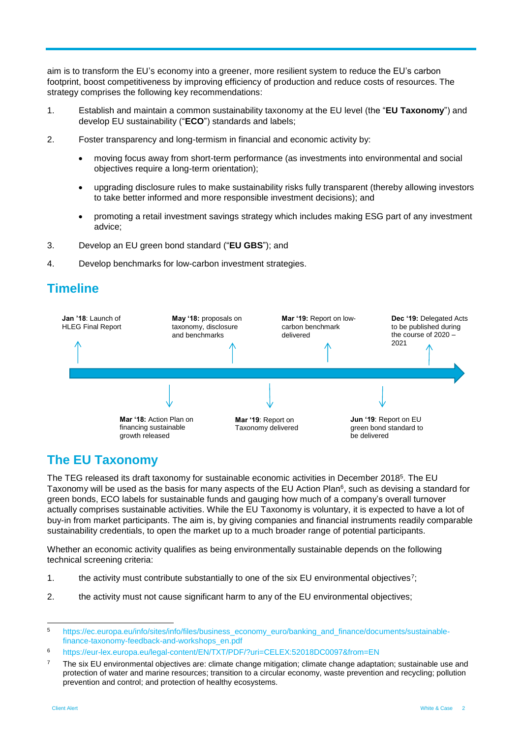aim is to transform the EU's economy into a greener, more resilient system to reduce the EU's carbon footprint, boost competitiveness by improving efficiency of production and reduce costs of resources. The strategy comprises the following key recommendations:

1. Establish and maintain a common sustainability taxonomy at the EU level (the "**EU Taxonomy**") and develop EU sustainability ("**ECO**") standards and labels;
2. Foster transparency and long-termism in financial and economic activity by:
   - moving focus away from short-term performance (as investments into environmental and social objectives require a long-term orientation);
   - upgrading disclosure rules to make sustainability risks fully transparent (thereby allowing investors to take better informed and more responsible investment decisions); and
   - promoting a retail investment savings strategy which includes making ESG part of any investment advice;
3. Develop an EU green bond standard ("**EU GBS**"); and
4. Develop benchmarks for low-carbon investment strategies.

## Timeline

- **Jan '18**: Launch of HLEG Final Report
- **Mar '18:** Action Plan on financing sustainable growth released
- **May '18:** proposals on taxonomy, disclosure and benchmarks
- **Mar '19**: Report on Taxonomy delivered
- **Mar '19:** Report on low-carbon benchmark delivered
- **Jun '19**: Report on EU green bond standard to be delivered
- **Dec '19:** Delegated Acts to be published during the course of 2020 – 2021

## The EU Taxonomy

The TEG released its draft taxonomy for sustainable economic activities in December 2018[5]. The EU Taxonomy will be used as the basis for many aspects of the EU Action Plan[6], such as devising a standard for green bonds, ECO labels for sustainable funds and gauging how much of a company's overall turnover actually comprises sustainable activities. While the EU Taxonomy is voluntary, it is expected to have a lot of buy-in from market participants. The aim is, by giving companies and financial instruments readily comparable sustainability credentials, to open the market up to a much broader range of potential participants.

Whether an economic activity qualifies as being environmentally sustainable depends on the following technical screening criteria:

1. the activity must contribute substantially to one of the six EU environmental objectives[7];
2. the activity must not cause significant harm to any of the EU environmental objectives;

[5] https://ec.europa.eu/info/sites/info/files/business_economy_euro/banking_and_finance/documents/sustainable-finance-taxonomy-feedback-and-workshops_en.pdf

[6] https://eur-lex.europa.eu/legal-content/EN/TXT/PDF/?uri=CELEX:52018DC0097&from=EN

[7] The six EU environmental objectives are: climate change mitigation; climate change adaptation; sustainable use and protection of water and marine resources; transition to a circular economy, waste prevention and recycling; pollution prevention and control; and protection of healthy ecosystems.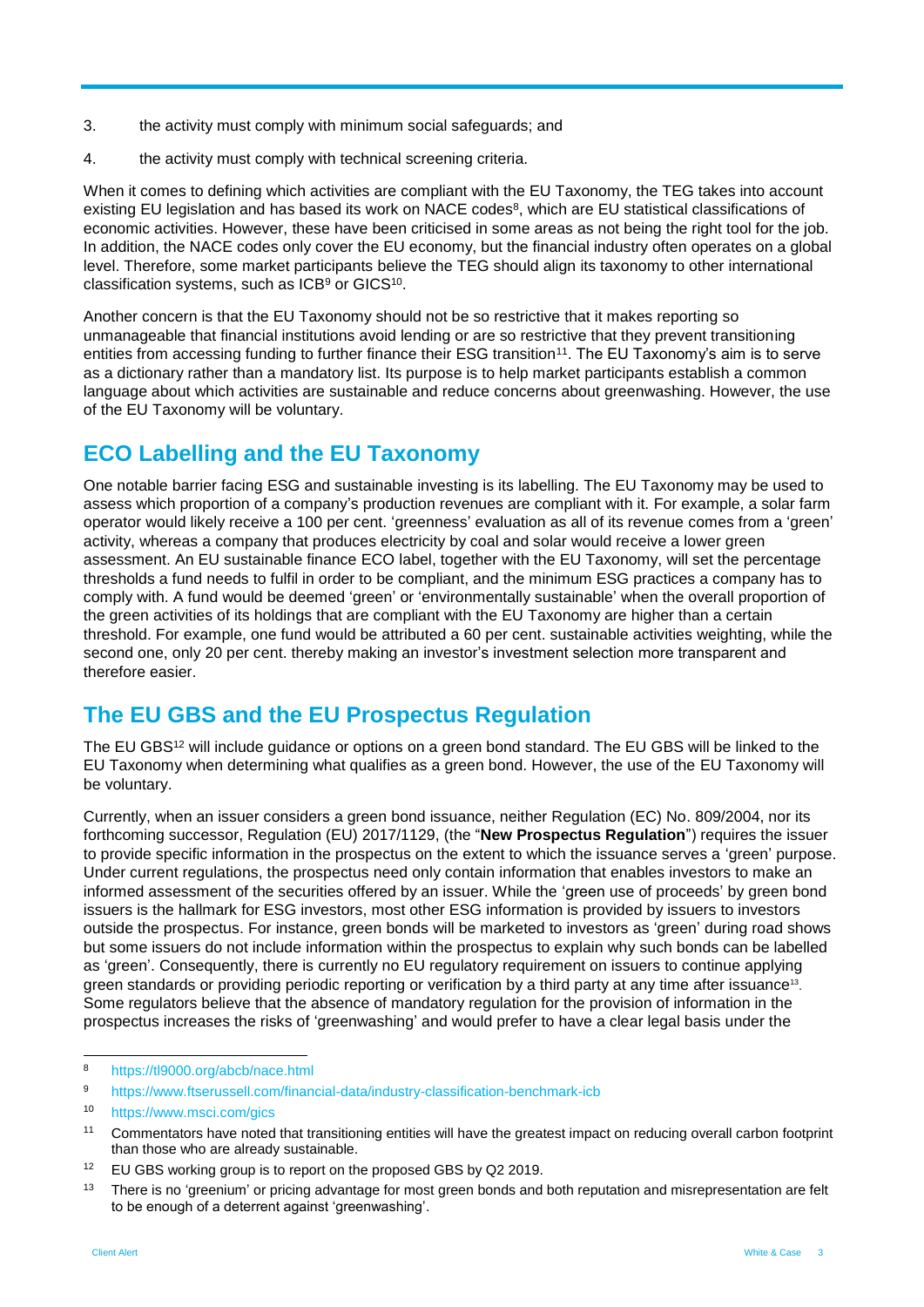3. the activity must comply with minimum social safeguards; and

4. the activity must comply with technical screening criteria.

When it comes to defining which activities are compliant with the EU Taxonomy, the TEG takes into account existing EU legislation and has based its work on NACE codes[8], which are EU statistical classifications of economic activities. However, these have been criticised in some areas as not being the right tool for the job. In addition, the NACE codes only cover the EU economy, but the financial industry often operates on a global level. Therefore, some market participants believe the TEG should align its taxonomy to other international classification systems, such as ICB[9] or GICS[10].

Another concern is that the EU Taxonomy should not be so restrictive that it makes reporting so unmanageable that financial institutions avoid lending or are so restrictive that they prevent transitioning entities from accessing funding to further finance their ESG transition[11]. The EU Taxonomy's aim is to serve as a dictionary rather than a mandatory list. Its purpose is to help market participants establish a common language about which activities are sustainable and reduce concerns about greenwashing. However, the use of the EU Taxonomy will be voluntary.

## ECO Labelling and the EU Taxonomy

One notable barrier facing ESG and sustainable investing is its labelling. The EU Taxonomy may be used to assess which proportion of a company's production revenues are compliant with it. For example, a solar farm operator would likely receive a 100 per cent. 'greenness' evaluation as all of its revenue comes from a 'green' activity, whereas a company that produces electricity by coal and solar would receive a lower green assessment. An EU sustainable finance ECO label, together with the EU Taxonomy, will set the percentage thresholds a fund needs to fulfil in order to be compliant, and the minimum ESG practices a company has to comply with. A fund would be deemed 'green' or 'environmentally sustainable' when the overall proportion of the green activities of its holdings that are compliant with the EU Taxonomy are higher than a certain threshold. For example, one fund would be attributed a 60 per cent. sustainable activities weighting, while the second one, only 20 per cent. thereby making an investor's investment selection more transparent and therefore easier.

## The EU GBS and the EU Prospectus Regulation

The EU GBS[12] will include guidance or options on a green bond standard. The EU GBS will be linked to the EU Taxonomy when determining what qualifies as a green bond. However, the use of the EU Taxonomy will be voluntary.

Currently, when an issuer considers a green bond issuance, neither Regulation (EC) No. 809/2004, nor its forthcoming successor, Regulation (EU) 2017/1129, (the "**New Prospectus Regulation**") requires the issuer to provide specific information in the prospectus on the extent to which the issuance serves a 'green' purpose. Under current regulations, the prospectus need only contain information that enables investors to make an informed assessment of the securities offered by an issuer. While the 'green use of proceeds' by green bond issuers is the hallmark for ESG investors, most other ESG information is provided by issuers to investors outside the prospectus. For instance, green bonds will be marketed to investors as 'green' during road shows but some issuers do not include information within the prospectus to explain why such bonds can be labelled as 'green'. Consequently, there is currently no EU regulatory requirement on issuers to continue applying green standards or providing periodic reporting or verification by a third party at any time after issuance[13]. Some regulators believe that the absence of mandatory regulation for the provision of information in the prospectus increases the risks of 'greenwashing' and would prefer to have a clear legal basis under the

---

[8] https://tl9000.org/abcb/nace.html

[9] https://www.ftserussell.com/financial-data/industry-classification-benchmark-icb

[10] https://www.msci.com/gics

[11] Commentators have noted that transitioning entities will have the greatest impact on reducing overall carbon footprint than those who are already sustainable.

[12] EU GBS working group is to report on the proposed GBS by Q2 2019.

[13] There is no 'greenium' or pricing advantage for most green bonds and both reputation and misrepresentation are felt to be enough of a deterrent against 'greenwashing'.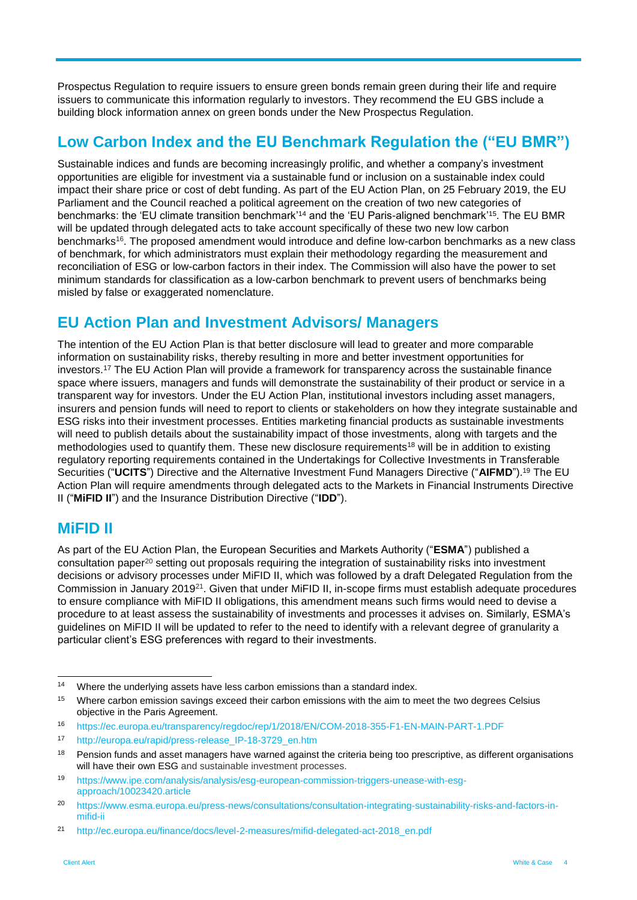Prospectus Regulation to require issuers to ensure green bonds remain green during their life and require issuers to communicate this information regularly to investors. They recommend the EU GBS include a building block information annex on green bonds under the New Prospectus Regulation.

## Low Carbon Index and the EU Benchmark Regulation the ("EU BMR")

Sustainable indices and funds are becoming increasingly prolific, and whether a company's investment opportunities are eligible for investment via a sustainable fund or inclusion on a sustainable index could impact their share price or cost of debt funding. As part of the EU Action Plan, on 25 February 2019, the EU Parliament and the Council reached a political agreement on the creation of two new categories of benchmarks: the 'EU climate transition benchmark'[14] and the 'EU Paris-aligned benchmark'[15]. The EU BMR will be updated through delegated acts to take account specifically of these two new low carbon benchmarks[16]. The proposed amendment would introduce and define low-carbon benchmarks as a new class of benchmark, for which administrators must explain their methodology regarding the measurement and reconciliation of ESG or low-carbon factors in their index. The Commission will also have the power to set minimum standards for classification as a low-carbon benchmark to prevent users of benchmarks being misled by false or exaggerated nomenclature.

## EU Action Plan and Investment Advisors/ Managers

The intention of the EU Action Plan is that better disclosure will lead to greater and more comparable information on sustainability risks, thereby resulting in more and better investment opportunities for investors.[17] The EU Action Plan will provide a framework for transparency across the sustainable finance space where issuers, managers and funds will demonstrate the sustainability of their product or service in a transparent way for investors. Under the EU Action Plan, institutional investors including asset managers, insurers and pension funds will need to report to clients or stakeholders on how they integrate sustainable and ESG risks into their investment processes. Entities marketing financial products as sustainable investments will need to publish details about the sustainability impact of those investments, along with targets and the methodologies used to quantify them. These new disclosure requirements[18] will be in addition to existing regulatory reporting requirements contained in the Undertakings for Collective Investments in Transferable Securities ("**UCITS**") Directive and the Alternative Investment Fund Managers Directive ("**AIFMD**").[19] The EU Action Plan will require amendments through delegated acts to the Markets in Financial Instruments Directive II ("**MiFID II**") and the Insurance Distribution Directive ("**IDD**").

## MiFID II

As part of the EU Action Plan, the European Securities and Markets Authority ("**ESMA**") published a consultation paper[20] setting out proposals requiring the integration of sustainability risks into investment decisions or advisory processes under MiFID II, which was followed by a draft Delegated Regulation from the Commission in January 2019[21]. Given that under MiFID II, in-scope firms must establish adequate procedures to ensure compliance with MiFID II obligations, this amendment means such firms would need to devise a procedure to at least assess the sustainability of investments and processes it advises on. Similarly, ESMA's guidelines on MiFID II will be updated to refer to the need to identify with a relevant degree of granularity a particular client's ESG preferences with regard to their investments.

---

[14] Where the underlying assets have less carbon emissions than a standard index.

[15] Where carbon emission savings exceed their carbon emissions with the aim to meet the two degrees Celsius objective in the Paris Agreement.

[16] https://ec.europa.eu/transparency/regdoc/rep/1/2018/EN/COM-2018-355-F1-EN-MAIN-PART-1.PDF

[17] http://europa.eu/rapid/press-release_IP-18-3729_en.htm

[18] Pension funds and asset managers have warned against the criteria being too prescriptive, as different organisations will have their own ESG and sustainable investment processes.

[19] https://www.ipe.com/analysis/analysis/esg-european-commission-triggers-unease-with-esg-approach/10023420.article

[20] https://www.esma.europa.eu/press-news/consultations/consultation-integrating-sustainability-risks-and-factors-in-mifid-ii

[21] http://ec.europa.eu/finance/docs/level-2-measures/mifid-delegated-act-2018_en.pdf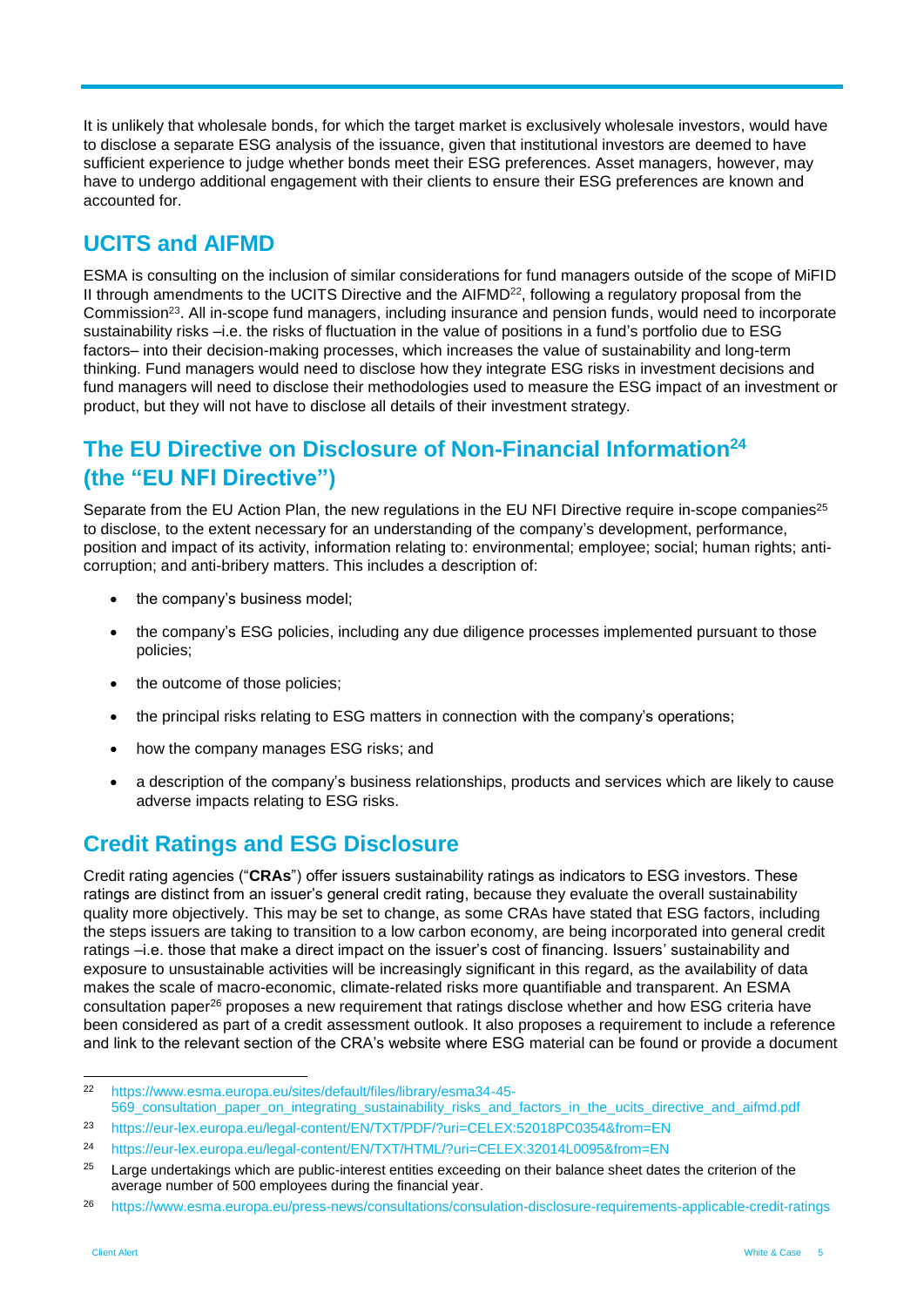It is unlikely that wholesale bonds, for which the target market is exclusively wholesale investors, would have to disclose a separate ESG analysis of the issuance, given that institutional investors are deemed to have sufficient experience to judge whether bonds meet their ESG preferences. Asset managers, however, may have to undergo additional engagement with their clients to ensure their ESG preferences are known and accounted for.

## UCITS and AIFMD

ESMA is consulting on the inclusion of similar considerations for fund managers outside of the scope of MiFID II through amendments to the UCITS Directive and the AIFMD[22], following a regulatory proposal from the Commission[23]. All in-scope fund managers, including insurance and pension funds, would need to incorporate sustainability risks –i.e. the risks of fluctuation in the value of positions in a fund's portfolio due to ESG factors– into their decision-making processes, which increases the value of sustainability and long-term thinking. Fund managers would need to disclose how they integrate ESG risks in investment decisions and fund managers will need to disclose their methodologies used to measure the ESG impact of an investment or product, but they will not have to disclose all details of their investment strategy.

## The EU Directive on Disclosure of Non-Financial Information[24] (the "EU NFI Directive")

Separate from the EU Action Plan, the new regulations in the EU NFI Directive require in-scope companies[25] to disclose, to the extent necessary for an understanding of the company's development, performance, position and impact of its activity, information relating to: environmental; employee; social; human rights; anti-corruption; and anti-bribery matters. This includes a description of:

- the company's business model;
- the company's ESG policies, including any due diligence processes implemented pursuant to those policies;
- the outcome of those policies;
- the principal risks relating to ESG matters in connection with the company's operations;
- how the company manages ESG risks; and
- a description of the company's business relationships, products and services which are likely to cause adverse impacts relating to ESG risks.

## Credit Ratings and ESG Disclosure

Credit rating agencies ("**CRAs**") offer issuers sustainability ratings as indicators to ESG investors. These ratings are distinct from an issuer's general credit rating, because they evaluate the overall sustainability quality more objectively. This may be set to change, as some CRAs have stated that ESG factors, including the steps issuers are taking to transition to a low carbon economy, are being incorporated into general credit ratings –i.e. those that make a direct impact on the issuer's cost of financing. Issuers' sustainability and exposure to unsustainable activities will be increasingly significant in this regard, as the availability of data makes the scale of macro-economic, climate-related risks more quantifiable and transparent. An ESMA consultation paper[26] proposes a new requirement that ratings disclose whether and how ESG criteria have been considered as part of a credit assessment outlook. It also proposes a requirement to include a reference and link to the relevant section of the CRA's website where ESG material can be found or provide a document

---

[22] https://www.esma.europa.eu/sites/default/files/library/esma34-45-569_consultation_paper_on_integrating_sustainability_risks_and_factors_in_the_ucits_directive_and_aifmd.pdf

[23] https://eur-lex.europa.eu/legal-content/EN/TXT/PDF/?uri=CELEX:52018PC0354&from=EN

[24] https://eur-lex.europa.eu/legal-content/EN/TXT/HTML/?uri=CELEX:32014L0095&from=EN

[25] Large undertakings which are public-interest entities exceeding on their balance sheet dates the criterion of the average number of 500 employees during the financial year.

[26] https://www.esma.europa.eu/press-news/consultations/consulation-disclosure-requirements-applicable-credit-ratings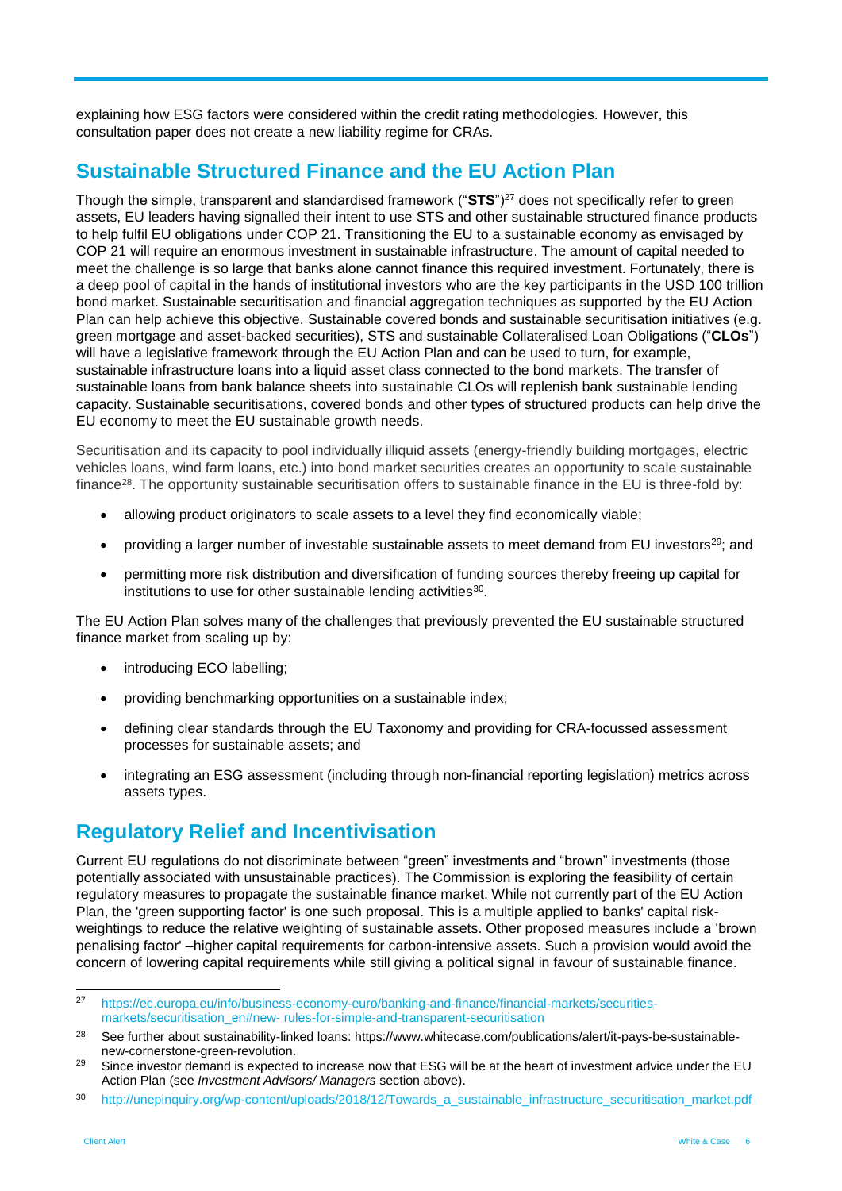explaining how ESG factors were considered within the credit rating methodologies. However, this consultation paper does not create a new liability regime for CRAs.

## Sustainable Structured Finance and the EU Action Plan

Though the simple, transparent and standardised framework ("**STS**")[27] does not specifically refer to green assets, EU leaders having signalled their intent to use STS and other sustainable structured finance products to help fulfil EU obligations under COP 21. Transitioning the EU to a sustainable economy as envisaged by COP 21 will require an enormous investment in sustainable infrastructure. The amount of capital needed to meet the challenge is so large that banks alone cannot finance this required investment. Fortunately, there is a deep pool of capital in the hands of institutional investors who are the key participants in the USD 100 trillion bond market. Sustainable securitisation and financial aggregation techniques as supported by the EU Action Plan can help achieve this objective. Sustainable covered bonds and sustainable securitisation initiatives (e.g. green mortgage and asset-backed securities), STS and sustainable Collateralised Loan Obligations ("**CLOs**") will have a legislative framework through the EU Action Plan and can be used to turn, for example, sustainable infrastructure loans into a liquid asset class connected to the bond markets. The transfer of sustainable loans from bank balance sheets into sustainable CLOs will replenish bank sustainable lending capacity. Sustainable securitisations, covered bonds and other types of structured products can help drive the EU economy to meet the EU sustainable growth needs.

Securitisation and its capacity to pool individually illiquid assets (energy-friendly building mortgages, electric vehicles loans, wind farm loans, etc.) into bond market securities creates an opportunity to scale sustainable finance[28]. The opportunity sustainable securitisation offers to sustainable finance in the EU is three-fold by:

- allowing product originators to scale assets to a level they find economically viable;
- providing a larger number of investable sustainable assets to meet demand from EU investors[29]; and
- permitting more risk distribution and diversification of funding sources thereby freeing up capital for institutions to use for other sustainable lending activities[30].

The EU Action Plan solves many of the challenges that previously prevented the EU sustainable structured finance market from scaling up by:

- introducing ECO labelling;
- providing benchmarking opportunities on a sustainable index;
- defining clear standards through the EU Taxonomy and providing for CRA-focussed assessment processes for sustainable assets; and
- integrating an ESG assessment (including through non-financial reporting legislation) metrics across assets types.

## Regulatory Relief and Incentivisation

Current EU regulations do not discriminate between "green" investments and "brown" investments (those potentially associated with unsustainable practices). The Commission is exploring the feasibility of certain regulatory measures to propagate the sustainable finance market. While not currently part of the EU Action Plan, the 'green supporting factor' is one such proposal. This is a multiple applied to banks' capital risk-weightings to reduce the relative weighting of sustainable assets. Other proposed measures include a 'brown penalising factor' –higher capital requirements for carbon-intensive assets. Such a provision would avoid the concern of lowering capital requirements while still giving a political signal in favour of sustainable finance.

---

27 https://ec.europa.eu/info/business-economy-euro/banking-and-finance/financial-markets/securities-markets/securitisation_en#new- rules-for-simple-and-transparent-securitisation

28 See further about sustainability-linked loans: https://www.whitecase.com/publications/alert/it-pays-be-sustainable-new-cornerstone-green-revolution.

29 Since investor demand is expected to increase now that ESG will be at the heart of investment advice under the EU Action Plan (see *Investment Advisors/ Managers* section above).

30 http://unepinquiry.org/wp-content/uploads/2018/12/Towards_a_sustainable_infrastructure_securitisation_market.pdf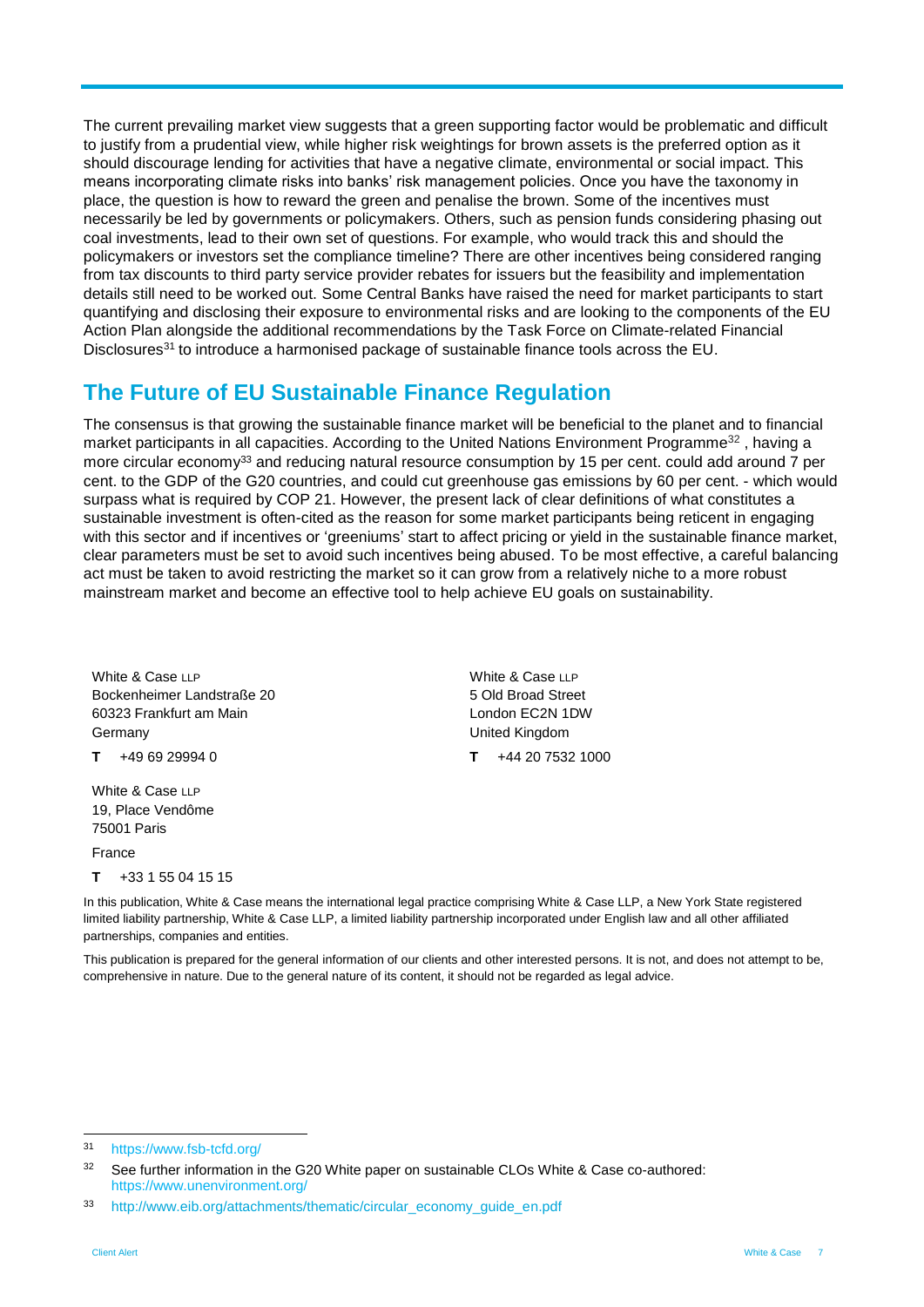The current prevailing market view suggests that a green supporting factor would be problematic and difficult to justify from a prudential view, while higher risk weightings for brown assets is the preferred option as it should discourage lending for activities that have a negative climate, environmental or social impact. This means incorporating climate risks into banks' risk management policies. Once you have the taxonomy in place, the question is how to reward the green and penalise the brown. Some of the incentives must necessarily be led by governments or policymakers. Others, such as pension funds considering phasing out coal investments, lead to their own set of questions. For example, who would track this and should the policymakers or investors set the compliance timeline? There are other incentives being considered ranging from tax discounts to third party service provider rebates for issuers but the feasibility and implementation details still need to be worked out. Some Central Banks have raised the need for market participants to start quantifying and disclosing their exposure to environmental risks and are looking to the components of the EU Action Plan alongside the additional recommendations by the Task Force on Climate-related Financial Disclosures[31] to introduce a harmonised package of sustainable finance tools across the EU.

## The Future of EU Sustainable Finance Regulation

The consensus is that growing the sustainable finance market will be beneficial to the planet and to financial market participants in all capacities. According to the United Nations Environment Programme[32] , having a more circular economy[33] and reducing natural resource consumption by 15 per cent. could add around 7 per cent. to the GDP of the G20 countries, and could cut greenhouse gas emissions by 60 per cent. - which would surpass what is required by COP 21. However, the present lack of clear definitions of what constitutes a sustainable investment is often-cited as the reason for some market participants being reticent in engaging with this sector and if incentives or 'greeniums' start to affect pricing or yield in the sustainable finance market, clear parameters must be set to avoid such incentives being abused. To be most effective, a careful balancing act must be taken to avoid restricting the market so it can grow from a relatively niche to a more robust mainstream market and become an effective tool to help achieve EU goals on sustainability.

White & Case LLP
Bockenheimer Landstraße 20
60323 Frankfurt am Main
Germany

**T** +49 69 29994 0

White & Case LLP
5 Old Broad Street
London EC2N 1DW
United Kingdom

**T** +44 20 7532 1000

White & Case LLP
19, Place Vendôme
75001 Paris
France

**T** +33 1 55 04 15 15

In this publication, White & Case means the international legal practice comprising White & Case LLP, a New York State registered limited liability partnership, White & Case LLP, a limited liability partnership incorporated under English law and all other affiliated partnerships, companies and entities.

This publication is prepared for the general information of our clients and other interested persons. It is not, and does not attempt to be, comprehensive in nature. Due to the general nature of its content, it should not be regarded as legal advice.

[31] https://www.fsb-tcfd.org/

[32] See further information in the G20 White paper on sustainable CLOs White & Case co-authored: https://www.unenvironment.org/

[33] http://www.eib.org/attachments/thematic/circular_economy_guide_en.pdf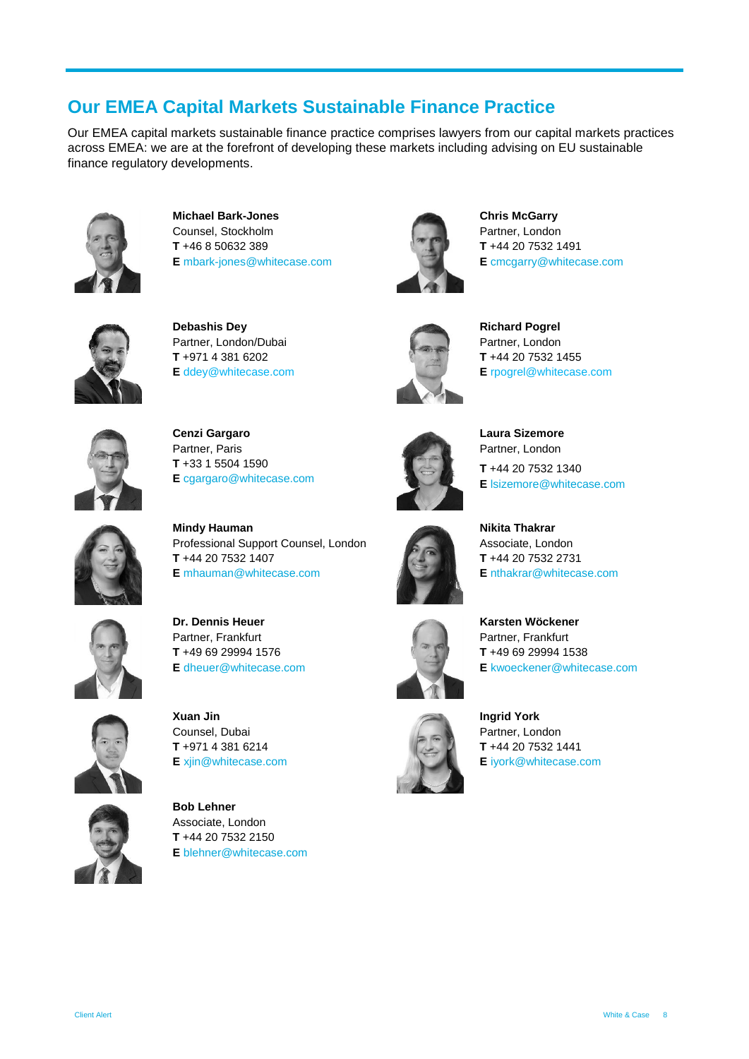## Our EMEA Capital Markets Sustainable Finance Practice

Our EMEA capital markets sustainable finance practice comprises lawyers from our capital markets practices across EMEA: we are at the forefront of developing these markets including advising on EU sustainable finance regulatory developments.

**Michael Bark-Jones**
Counsel, Stockholm
**T** +46 8 50632 389
**E** mbark-jones@whitecase.com

**Debashis Dey**
Partner, London/Dubai
**T** +971 4 381 6202
**E** ddey@whitecase.com

**Cenzi Gargaro**
Partner, Paris
**T** +33 1 5504 1590
**E** cgargaro@whitecase.com

**Mindy Hauman**
Professional Support Counsel, London
**T** +44 20 7532 1407
**E** mhauman@whitecase.com

**Dr. Dennis Heuer**
Partner, Frankfurt
**T** +49 69 29994 1576
**E** dheuer@whitecase.com

**Xuan Jin**
Counsel, Dubai
**T** +971 4 381 6214
**E** xjin@whitecase.com

**Bob Lehner**
Associate, London
**T** +44 20 7532 2150
**E** blehner@whitecase.com

**Chris McGarry**
Partner, London
**T** +44 20 7532 1491
**E** cmcgarry@whitecase.com

**Richard Pogrel**
Partner, London
**T** +44 20 7532 1455
**E** rpogrel@whitecase.com

**Laura Sizemore**
Partner, London
**T** +44 20 7532 1340
**E** lsizemore@whitecase.com

**Nikita Thakrar**
Associate, London
**T** +44 20 7532 2731
**E** nthakrar@whitecase.com

**Karsten Wöckener**
Partner, Frankfurt
**T** +49 69 29994 1538
**E** kwoeckener@whitecase.com

**Ingrid York**
Partner, London
**T** +44 20 7532 1441
**E** iyork@whitecase.com